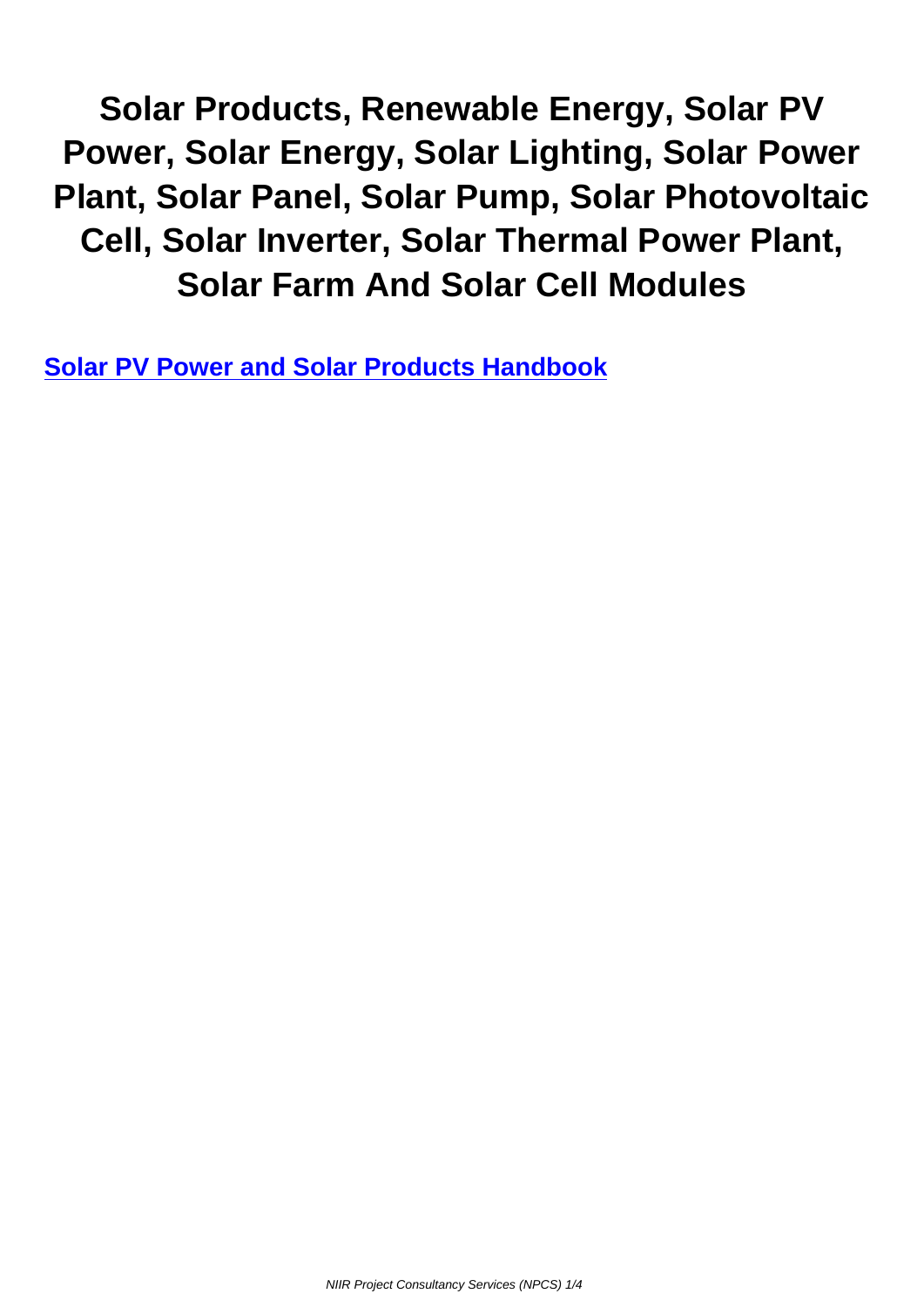# Solar Products, Renewable Energy, Solar PV Power, Solar Energy, Solar Lighting, Solar Power Plant, Solar Panel, Solar Pump, Solar Photovoltaic Cell, Solar Inverter, Solar Thermal Power Plant, Solar Farm And Solar Cell Modules

**Solar PV Power and Solar Products Handbook**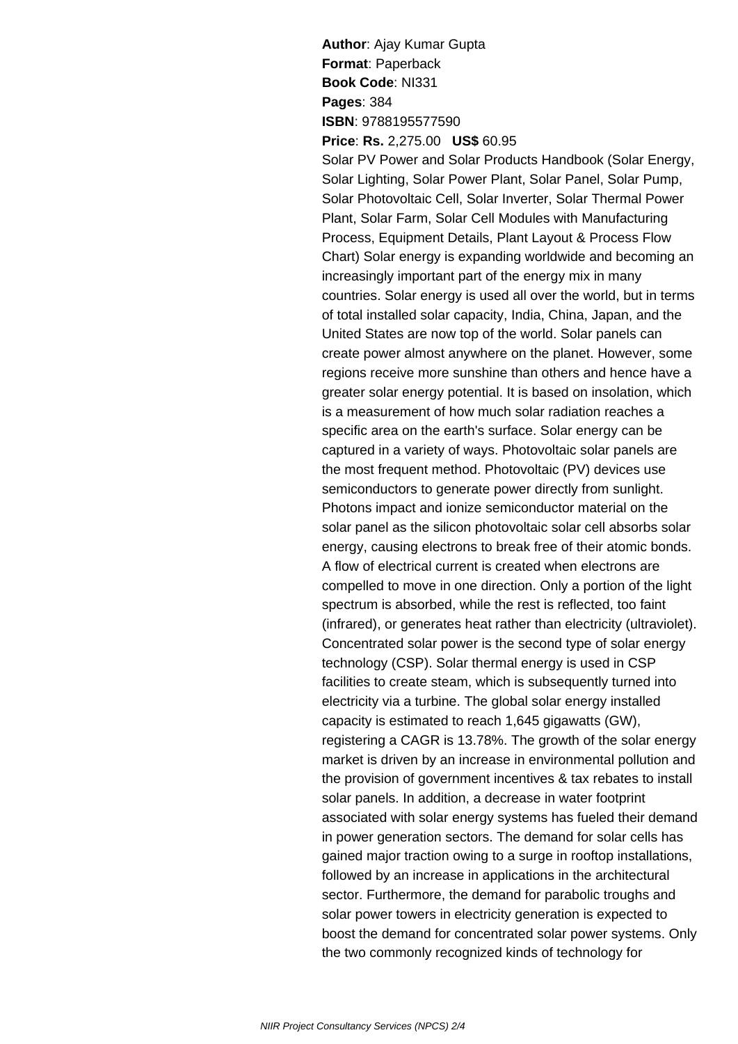**Author**: Ajay Kumar Gupta
**Format**: Paperback
**Book Code**: NI331
**Pages**: 384
**ISBN**: 9788195577590
**Price**: **Rs.** 2,275.00 **US$** 60.95

Solar PV Power and Solar Products Handbook (Solar Energy, Solar Lighting, Solar Power Plant, Solar Panel, Solar Pump, Solar Photovoltaic Cell, Solar Inverter, Solar Thermal Power Plant, Solar Farm, Solar Cell Modules with Manufacturing Process, Equipment Details, Plant Layout & Process Flow Chart) Solar energy is expanding worldwide and becoming an increasingly important part of the energy mix in many countries. Solar energy is used all over the world, but in terms of total installed solar capacity, India, China, Japan, and the United States are now top of the world. Solar panels can create power almost anywhere on the planet. However, some regions receive more sunshine than others and hence have a greater solar energy potential. It is based on insolation, which is a measurement of how much solar radiation reaches a specific area on the earth's surface. Solar energy can be captured in a variety of ways. Photovoltaic solar panels are the most frequent method. Photovoltaic (PV) devices use semiconductors to generate power directly from sunlight. Photons impact and ionize semiconductor material on the solar panel as the silicon photovoltaic solar cell absorbs solar energy, causing electrons to break free of their atomic bonds. A flow of electrical current is created when electrons are compelled to move in one direction. Only a portion of the light spectrum is absorbed, while the rest is reflected, too faint (infrared), or generates heat rather than electricity (ultraviolet). Concentrated solar power is the second type of solar energy technology (CSP). Solar thermal energy is used in CSP facilities to create steam, which is subsequently turned into electricity via a turbine. The global solar energy installed capacity is estimated to reach 1,645 gigawatts (GW), registering a CAGR is 13.78%. The growth of the solar energy market is driven by an increase in environmental pollution and the provision of government incentives & tax rebates to install solar panels. In addition, a decrease in water footprint associated with solar energy systems has fueled their demand in power generation sectors. The demand for solar cells has gained major traction owing to a surge in rooftop installations, followed by an increase in applications in the architectural sector. Furthermore, the demand for parabolic troughs and solar power towers in electricity generation is expected to boost the demand for concentrated solar power systems. Only the two commonly recognized kinds of technology for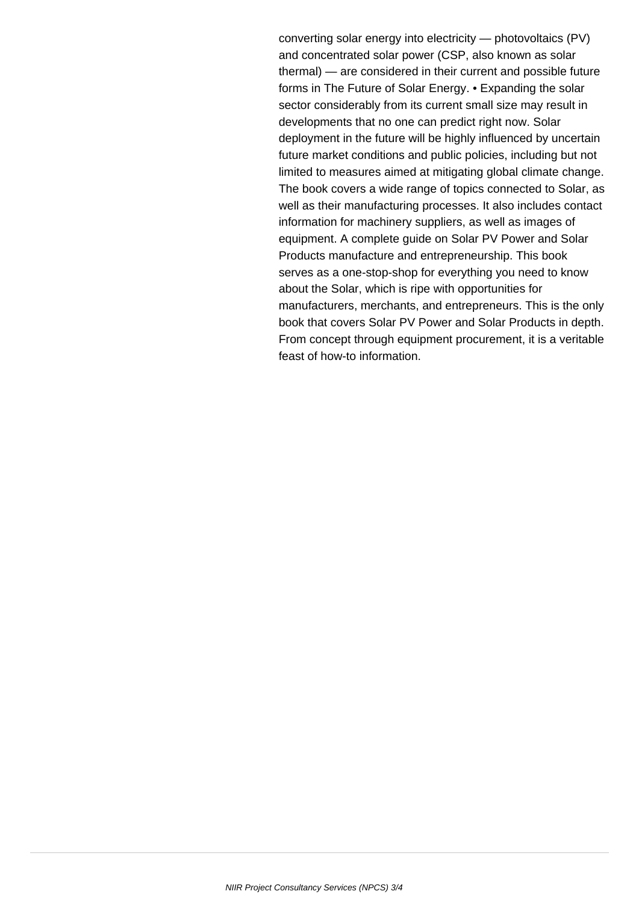converting solar energy into electricity — photovoltaics (PV) and concentrated solar power (CSP, also known as solar thermal) — are considered in their current and possible future forms in The Future of Solar Energy. • Expanding the solar sector considerably from its current small size may result in developments that no one can predict right now. Solar deployment in the future will be highly influenced by uncertain future market conditions and public policies, including but not limited to measures aimed at mitigating global climate change. The book covers a wide range of topics connected to Solar, as well as their manufacturing processes. It also includes contact information for machinery suppliers, as well as images of equipment. A complete guide on Solar PV Power and Solar Products manufacture and entrepreneurship. This book serves as a one-stop-shop for everything you need to know about the Solar, which is ripe with opportunities for manufacturers, merchants, and entrepreneurs. This is the only book that covers Solar PV Power and Solar Products in depth. From concept through equipment procurement, it is a veritable feast of how-to information.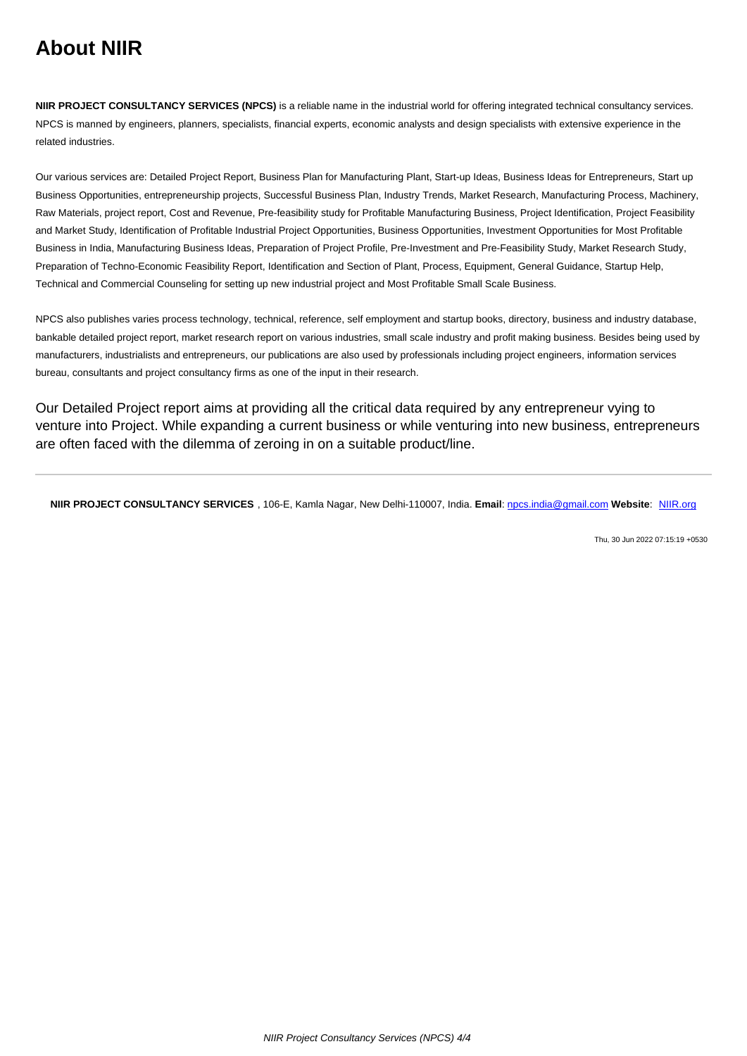# About NIIR

**NIIR PROJECT CONSULTANCY SERVICES (NPCS)** is a reliable name in the industrial world for offering integrated technical consultancy services. NPCS is manned by engineers, planners, specialists, financial experts, economic analysts and design specialists with extensive experience in the related industries.

Our various services are: Detailed Project Report, Business Plan for Manufacturing Plant, Start-up Ideas, Business Ideas for Entrepreneurs, Start up Business Opportunities, entrepreneurship projects, Successful Business Plan, Industry Trends, Market Research, Manufacturing Process, Machinery, Raw Materials, project report, Cost and Revenue, Pre-feasibility study for Profitable Manufacturing Business, Project Identification, Project Feasibility and Market Study, Identification of Profitable Industrial Project Opportunities, Business Opportunities, Investment Opportunities for Most Profitable Business in India, Manufacturing Business Ideas, Preparation of Project Profile, Pre-Investment and Pre-Feasibility Study, Market Research Study, Preparation of Techno-Economic Feasibility Report, Identification and Section of Plant, Process, Equipment, General Guidance, Startup Help, Technical and Commercial Counseling for setting up new industrial project and Most Profitable Small Scale Business.

NPCS also publishes varies process technology, technical, reference, self employment and startup books, directory, business and industry database, bankable detailed project report, market research report on various industries, small scale industry and profit making business. Besides being used by manufacturers, industrialists and entrepreneurs, our publications are also used by professionals including project engineers, information services bureau, consultants and project consultancy firms as one of the input in their research.

Our Detailed Project report aims at providing all the critical data required by any entrepreneur vying to venture into Project. While expanding a current business or while venturing into new business, entrepreneurs are often faced with the dilemma of zeroing in on a suitable product/line.

---

**NIIR PROJECT CONSULTANCY SERVICES** , 106-E, Kamla Nagar, New Delhi-110007, India. **Email**: npcs.india@gmail.com **Website**: NIIR.org

Thu, 30 Jun 2022 07:15:19 +0530